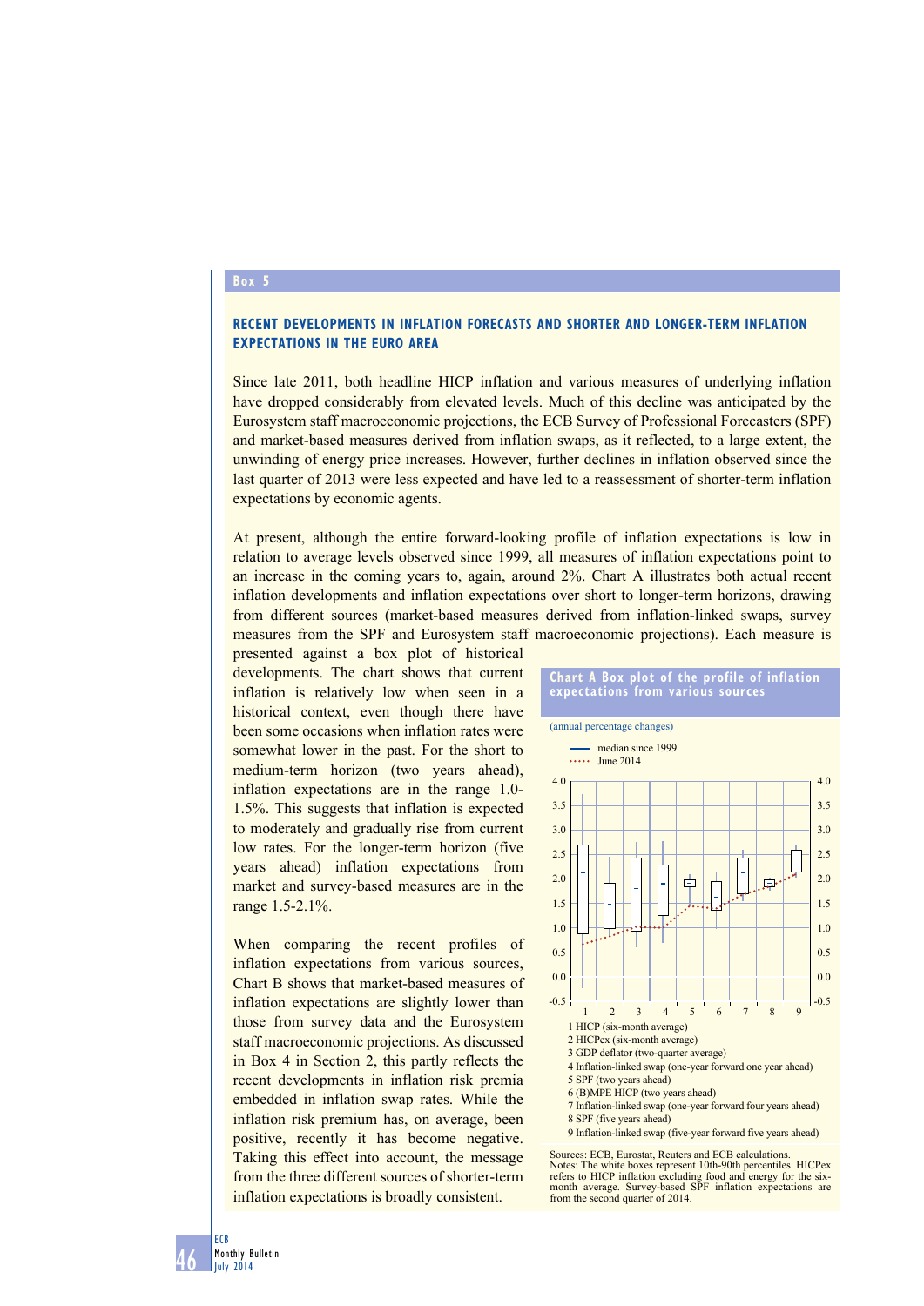## Box 5

### RECENT DEVELOPMENTS IN INFLATION FORECASTS AND SHORTER AND LONGER-TERM INFLATION EXPECTATIONS IN THE EURO AREA

Since late 2011, both headline HICP inflation and various measures of underlying inflation have dropped considerably from elevated levels. Much of this decline was anticipated by the Eurosystem staff macroeconomic projections, the ECB Survey of Professional Forecasters (SPF) and market-based measures derived from inflation swaps, as it reflected, to a large extent, the unwinding of energy price increases. However, further declines in inflation observed since the last quarter of 2013 were less expected and have led to a reassessment of shorter-term inflation expectations by economic agents.

At present, although the entire forward-looking profile of inflation expectations is low in relation to average levels observed since 1999, all measures of inflation expectations point to an increase in the coming years to, again, around 2%. Chart A illustrates both actual recent inflation developments and inflation expectations over short to longer-term horizons, drawing from different sources (market-based measures derived from inflation-linked swaps, survey measures from the SPF and Eurosystem staff macroeconomic projections). Each measure is presented against a box plot of historical developments. The chart shows that current inflation is relatively low when seen in a historical context, even though there have been some occasions when inflation rates were somewhat lower in the past. For the short to medium-term horizon (two years ahead), inflation expectations are in the range 1.0-1.5%. This suggests that inflation is expected to moderately and gradually rise from current low rates. For the longer-term horizon (five years ahead) inflation expectations from market and survey-based measures are in the range 1.5-2.1%.

When comparing the recent profiles of inflation expectations from various sources, Chart B shows that market-based measures of inflation expectations are slightly lower than those from survey data and the Eurosystem staff macroeconomic projections. As discussed in Box 4 in Section 2, this partly reflects the recent developments in inflation risk premia embedded in inflation swap rates. While the inflation risk premium has, on average, been positive, recently it has become negative. Taking this effect into account, the message from the three different sources of shorter-term inflation expectations is broadly consistent.

**Chart A Box plot of the profile of inflation expectations from various sources**

(annual percentage changes)

1 HICP (six-month average)
2 HICPex (six-month average)
3 GDP deflator (two-quarter average)
4 Inflation-linked swap (one-year forward one year ahead)
5 SPF (two years ahead)
6 (B)MPE HICP (two years ahead)
7 Inflation-linked swap (one-year forward four years ahead)
8 SPF (five years ahead)
9 Inflation-linked swap (five-year forward five years ahead)

Sources: ECB, Eurostat, Reuters and ECB calculations.
Notes: The white boxes represent 10th-90th percentiles. HICPex refers to HICP inflation excluding food and energy for the six-month average. Survey-based SPF inflation expectations are from the second quarter of 2014.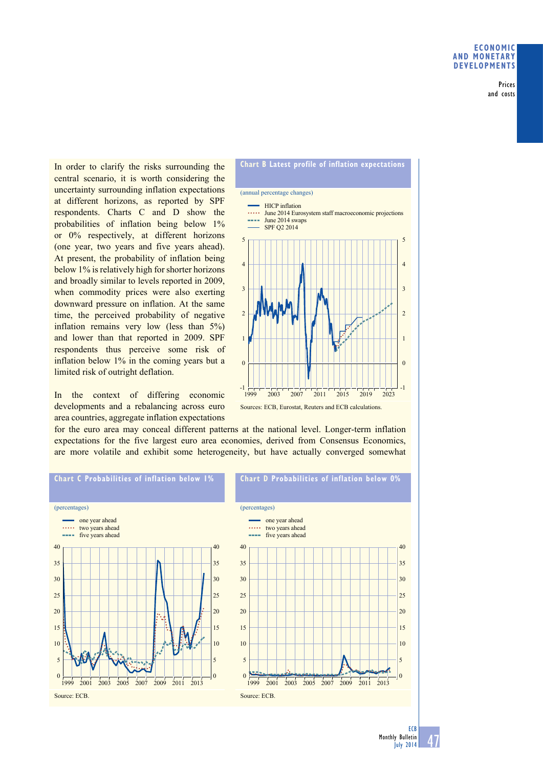In order to clarify the risks surrounding the central scenario, it is worth considering the uncertainty surrounding inflation expectations at different horizons, as reported by SPF respondents. Charts C and D show the probabilities of inflation being below 1% or 0% respectively, at different horizons (one year, two years and five years ahead). At present, the probability of inflation being below 1% is relatively high for shorter horizons and broadly similar to levels reported in 2009, when commodity prices were also exerting downward pressure on inflation. At the same time, the perceived probability of negative inflation remains very low (less than 5%) and lower than that reported in 2009. SPF respondents thus perceive some risk of inflation below 1% in the coming years but a limited risk of outright deflation.

**Chart B Latest profile of inflation expectations**

(annual percentage changes)

- HICP inflation
- June 2014 Eurosystem staff macroeconomic projections
- June 2014 swaps
- SPF Q2 2014

Sources: ECB, Eurostat, Reuters and ECB calculations.

In the context of differing economic developments and a rebalancing across euro area countries, aggregate inflation expectations for the euro area may conceal different patterns at the national level. Longer-term inflation expectations for the five largest euro area economies, derived from Consensus Economics, are more volatile and exhibit some heterogeneity, but have actually converged somewhat

**Chart C Probabilities of inflation below 1%**

(percentages)

- one year ahead
- two years ahead
- five years ahead

Source: ECB.

**Chart D Probabilities of inflation below 0%**

(percentages)

- one year ahead
- two years ahead
- five years ahead

Source: ECB.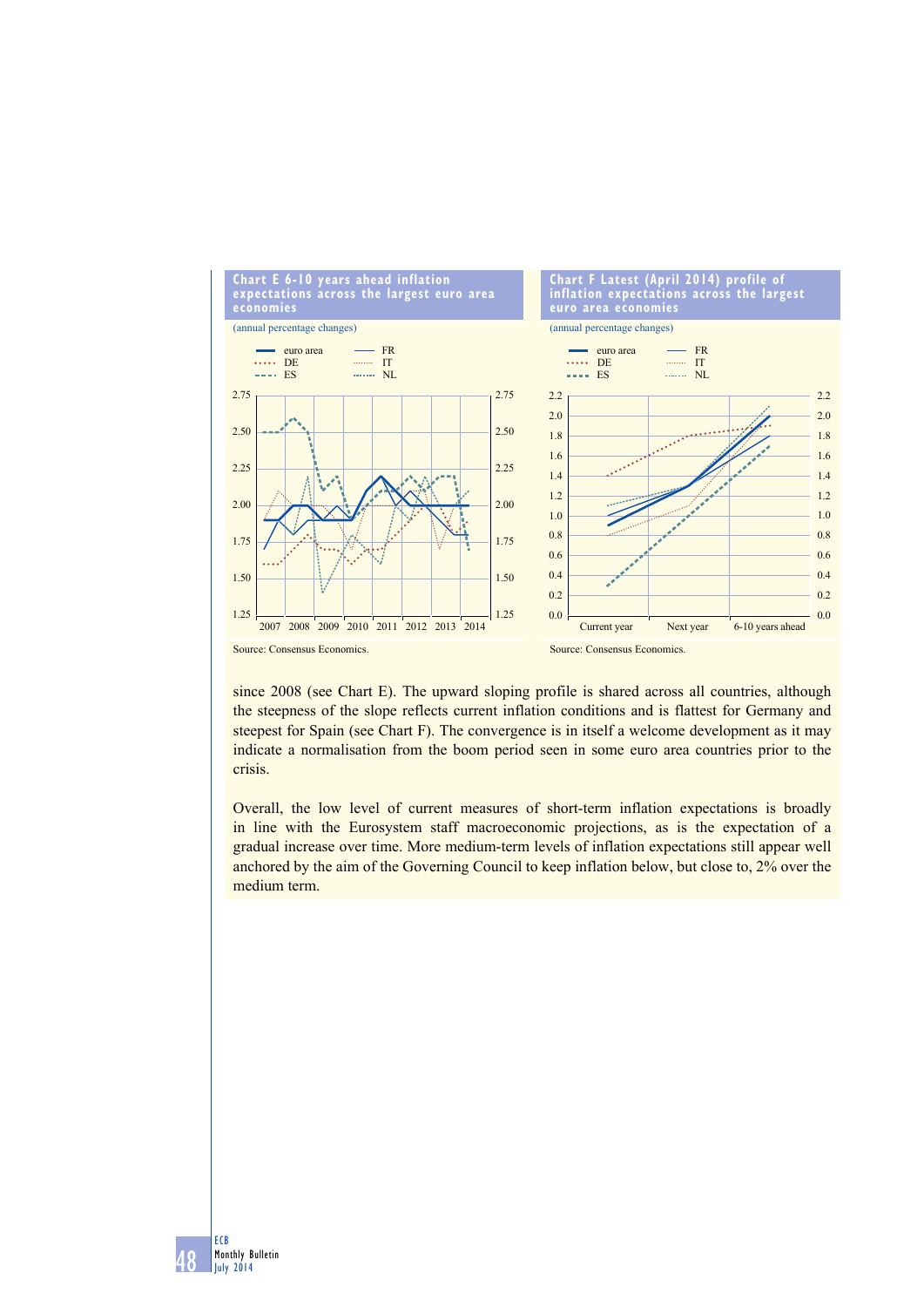**Chart E 6-10 years ahead inflation expectations across the largest euro area economies**

(annual percentage changes)

euro area
DE
ES
FR
IT
NL

2.75
2.50
2.25
2.00
1.75
1.50
1.25

2007 2008 2009 2010 2011 2012 2013 2014

Source: Consensus Economics.

**Chart F Latest (April 2014) profile of inflation expectations across the largest euro area economies**

(annual percentage changes)

euro area
DE
ES
FR
IT
NL

2.2
2.0
1.8
1.6
1.4
1.2
1.0
0.8
0.6
0.4
0.2
0.0

Current year
Next year
6-10 years ahead

Source: Consensus Economics.

since 2008 (see Chart E). The upward sloping profile is shared across all countries, although the steepness of the slope reflects current inflation conditions and is flattest for Germany and steepest for Spain (see Chart F). The convergence is in itself a welcome development as it may indicate a normalisation from the boom period seen in some euro area countries prior to the crisis.

Overall, the low level of current measures of short-term inflation expectations is broadly in line with the Eurosystem staff macroeconomic projections, as is the expectation of a gradual increase over time. More medium-term levels of inflation expectations still appear well anchored by the aim of the Governing Council to keep inflation below, but close to, 2% over the medium term.